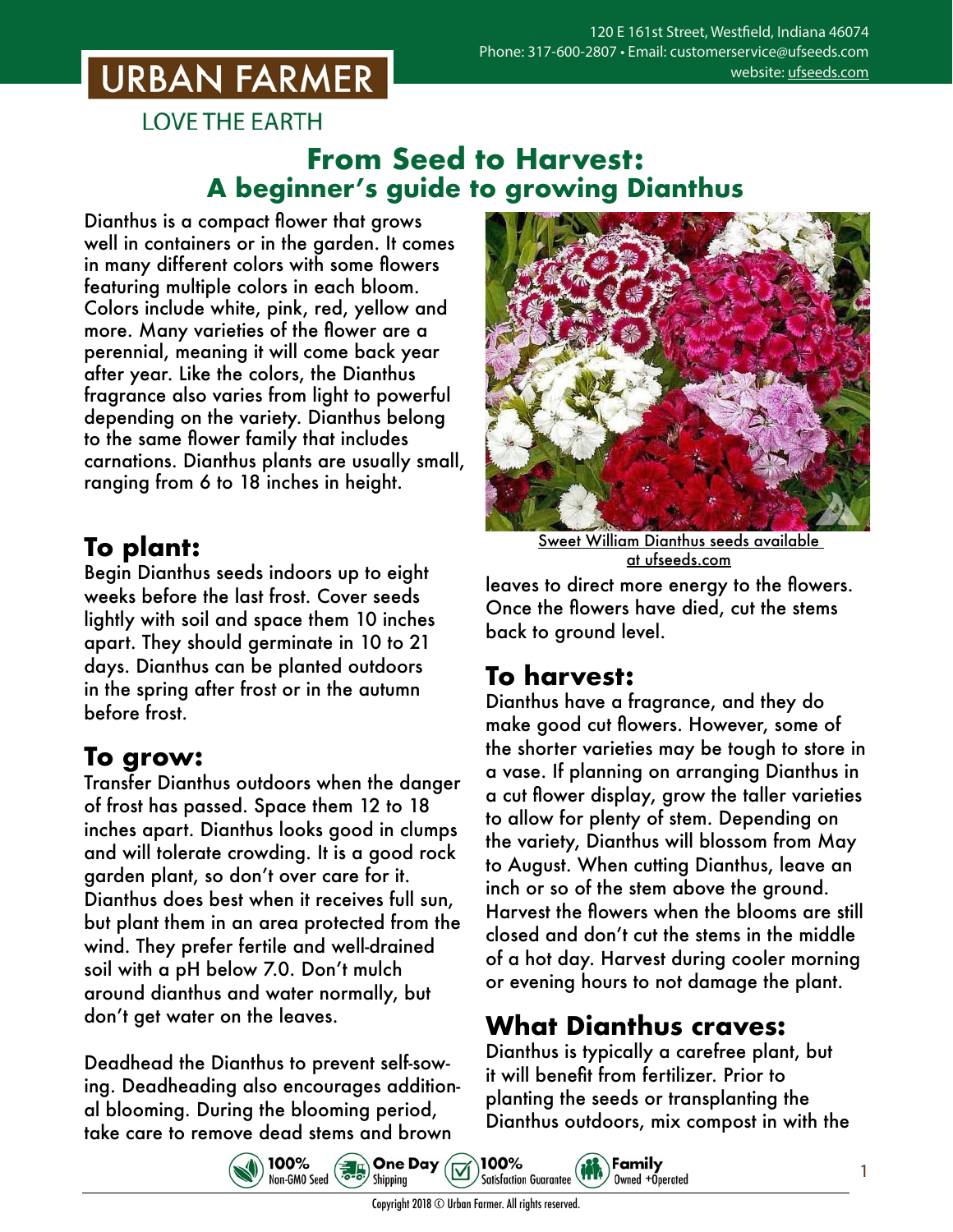# URBAN FARMER

LOVE THE EARTH

120 E 161st Street, Westfield, Indiana 46074
Phone: 317-600-2807 • Email: customerservice@ufseeds.com
website: ufseeds.com

## From Seed to Harvest: A beginner's guide to growing Dianthus

Dianthus is a compact flower that grows well in containers or in the garden. It comes in many different colors with some flowers featuring multiple colors in each bloom. Colors include white, pink, red, yellow and more. Many varieties of the flower are a perennial, meaning it will come back year after year. Like the colors, the Dianthus fragrance also varies from light to powerful depending on the variety. Dianthus belong to the same flower family that includes carnations. Dianthus plants are usually small, ranging from 6 to 18 inches in height.

Sweet William Dianthus seeds available at ufseeds.com

### To plant:

Begin Dianthus seeds indoors up to eight weeks before the last frost. Cover seeds lightly with soil and space them 10 inches apart. They should germinate in 10 to 21 days. Dianthus can be planted outdoors in the spring after frost or in the autumn before frost.

### To grow:

Transfer Dianthus outdoors when the danger of frost has passed. Space them 12 to 18 inches apart. Dianthus looks good in clumps and will tolerate crowding. It is a good rock garden plant, so don't over care for it. Dianthus does best when it receives full sun, but plant them in an area protected from the wind. They prefer fertile and well-drained soil with a pH below 7.0. Don't mulch around dianthus and water normally, but don't get water on the leaves.

Deadhead the Dianthus to prevent self-sowing. Deadheading also encourages additional blooming. During the blooming period, take care to remove dead stems and brown leaves to direct more energy to the flowers. Once the flowers have died, cut the stems back to ground level.

### To harvest:

Dianthus have a fragrance, and they do make good cut flowers. However, some of the shorter varieties may be tough to store in a vase. If planning on arranging Dianthus in a cut flower display, grow the taller varieties to allow for plenty of stem. Depending on the variety, Dianthus will blossom from May to August. When cutting Dianthus, leave an inch or so of the stem above the ground. Harvest the flowers when the blooms are still closed and don't cut the stems in the middle of a hot day. Harvest during cooler morning or evening hours to not damage the plant.

### What Dianthus craves:

Dianthus is typically a carefree plant, but it will benefit from fertilizer. Prior to planting the seeds or transplanting the Dianthus outdoors, mix compost in with the

100% Non-GMO Seed • One Day Shipping • 100% Satisfaction Guarantee • Family Owned +Operated

Copyright 2018 © Urban Farmer. All rights reserved.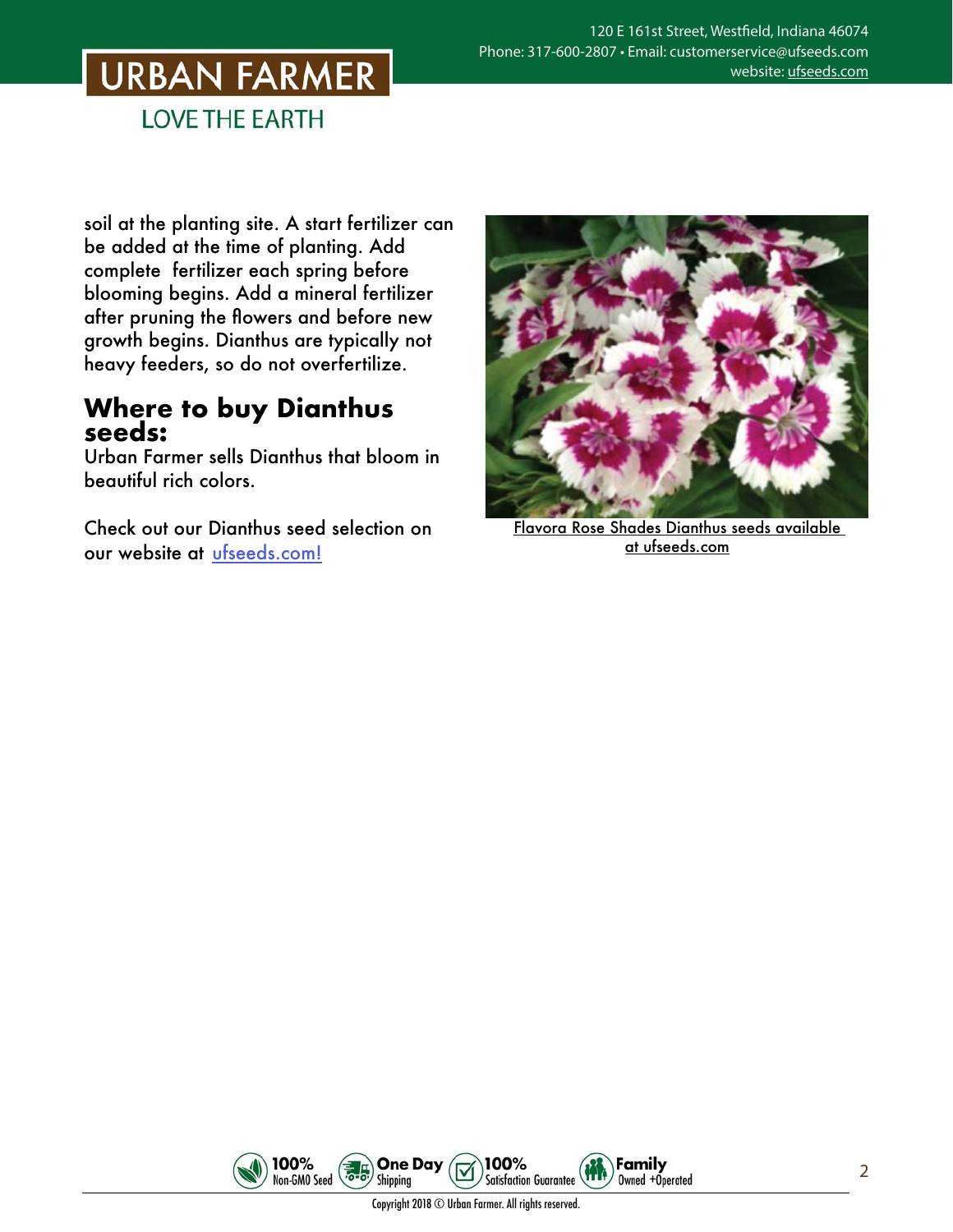soil at the planting site. A start fertilizer can be added at the time of planting. Add complete fertilizer each spring before blooming begins. Add a mineral fertilizer after pruning the flowers and before new growth begins. Dianthus are typically not heavy feeders, so do not overfertilize.

## Where to buy Dianthus seeds:

Urban Farmer sells Dianthus that bloom in beautiful rich colors.

Check out our Dianthus seed selection on our website at [ufseeds.com!](https://ufseeds.com)

Flavora Rose Shades Dianthus seeds available at ufseeds.com